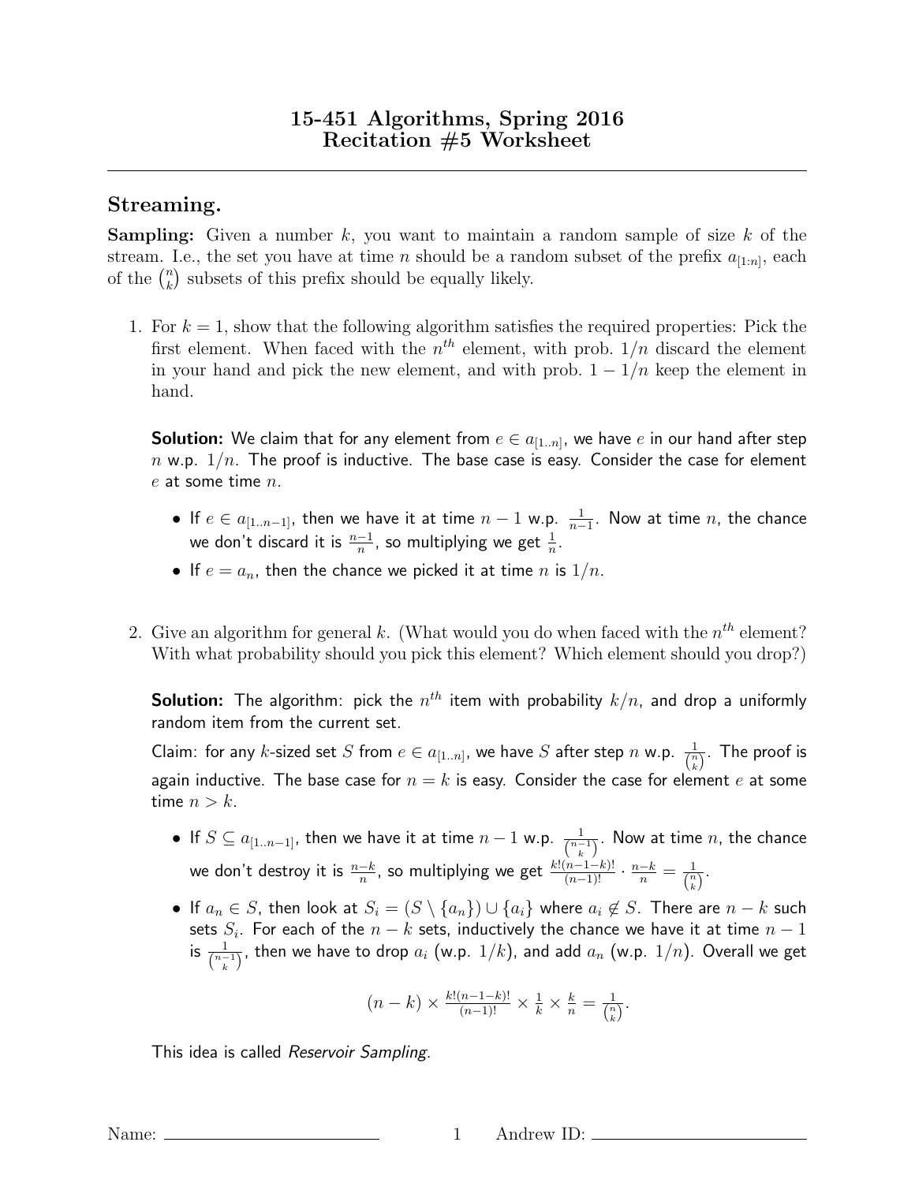# 15-451 Algorithms, Spring 2016
# Recitation #5 Worksheet

## Streaming.

**Sampling:** Given a number $k$, you want to maintain a random sample of size $k$ of the stream. I.e., the set you have at time $n$ should be a random subset of the prefix $a_{[1:n]}$, each of the $\binom{n}{k}$ subsets of this prefix should be equally likely.

1. For $k = 1$, show that the following algorithm satisfies the required properties: Pick the first element. When faced with the $n^{th}$ element, with prob. $1/n$ discard the element in your hand and pick the new element, and with prob. $1 - 1/n$ keep the element in hand.

   **Solution:** We claim that for any element from $e \in a_{[1..n]}$, we have $e$ in our hand after step $n$ w.p. $1/n$. The proof is inductive. The base case is easy. Consider the case for element $e$ at some time $n$.

   - If $e \in a_{[1..n-1]}$, then we have it at time $n-1$ w.p. $\frac{1}{n-1}$. Now at time $n$, the chance we don't discard it is $\frac{n-1}{n}$, so multiplying we get $\frac{1}{n}$.
   - If $e = a_n$, then the chance we picked it at time $n$ is $1/n$.

2. Give an algorithm for general $k$. (What would you do when faced with the $n^{th}$ element? With what probability should you pick this element? Which element should you drop?)

   **Solution:** The algorithm: pick the $n^{th}$ item with probability $k/n$, and drop a uniformly random item from the current set.

   Claim: for any $k$-sized set $S$ from $e \in a_{[1..n]}$, we have $S$ after step $n$ w.p. $\frac{1}{\binom{n}{k}}$. The proof is again inductive. The base case for $n = k$ is easy. Consider the case for element $e$ at some time $n > k$.

   - If $S \subseteq a_{[1..n-1]}$, then we have it at time $n-1$ w.p. $\frac{1}{\binom{n-1}{k}}$. Now at time $n$, the chance we don't destroy it is $\frac{n-k}{n}$, so multiplying we get $\frac{k!(n-1-k)!}{(n-1)!} \cdot \frac{n-k}{n} = \frac{1}{\binom{n}{k}}$.
   - If $a_n \in S$, then look at $S_i = (S \setminus \{a_n\}) \cup \{a_i\}$ where $a_i \notin S$. There are $n-k$ such sets $S_i$. For each of the $n-k$ sets, inductively the chance we have it at time $n-1$ is $\frac{1}{\binom{n-1}{k}}$, then we have to drop $a_i$ (w.p. $1/k$), and add $a_n$ (w.p. $1/n$). Overall we get

   $$(n-k) \times \frac{k!(n-1-k)!}{(n-1)!} \times \frac{1}{k} \times \frac{k}{n} = \frac{1}{\binom{n}{k}}.$$

   This idea is called *Reservoir Sampling*.

Name: ______________________ Andrew ID: ______________________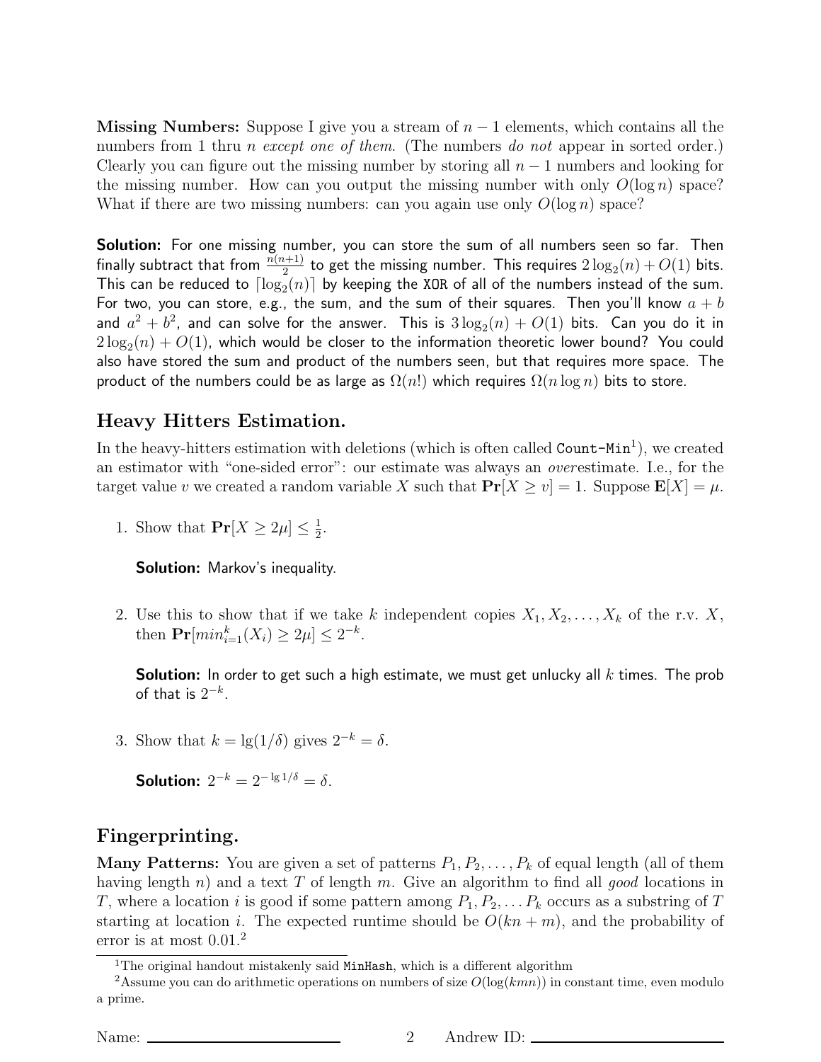**Missing Numbers:** Suppose I give you a stream of $n - 1$ elements, which contains all the numbers from 1 thru $n$ *except one of them*. (The numbers *do not* appear in sorted order.) Clearly you can figure out the missing number by storing all $n - 1$ numbers and looking for the missing number. How can you output the missing number with only $O(\log n)$ space? What if there are two missing numbers: can you again use only $O(\log n)$ space?

**Solution:** For one missing number, you can store the sum of all numbers seen so far. Then finally subtract that from $\frac{n(n+1)}{2}$ to get the missing number. This requires $2\log_2(n) + O(1)$ bits. This can be reduced to $\lceil \log_2(n) \rceil$ by keeping the `XOR` of all of the numbers instead of the sum. For two, you can store, e.g., the sum, and the sum of their squares. Then you'll know $a + b$ and $a^2 + b^2$, and can solve for the answer. This is $3\log_2(n) + O(1)$ bits. Can you do it in $2\log_2(n) + O(1)$, which would be closer to the information theoretic lower bound? You could also have stored the sum and product of the numbers seen, but that requires more space. The product of the numbers could be as large as $\Omega(n!)$ which requires $\Omega(n \log n)$ bits to store.

## Heavy Hitters Estimation.

In the heavy-hitters estimation with deletions (which is often called `Count-Min`[1]), we created an estimator with "one-sided error": our estimate was always an *over*estimate. I.e., for the target value $v$ we created a random variable $X$ such that $\mathbf{Pr}[X \geq v] = 1$. Suppose $\mathbf{E}[X] = \mu$.

1. Show that $\mathbf{Pr}[X \geq 2\mu] \leq \frac{1}{2}$.

   **Solution:** Markov's inequality.

2. Use this to show that if we take $k$ independent copies $X_1, X_2, \ldots, X_k$ of the r.v. $X$, then $\mathbf{Pr}[min_{i=1}^{k}(X_i) \geq 2\mu] \leq 2^{-k}$.

   **Solution:** In order to get such a high estimate, we must get unlucky all $k$ times. The prob of that is $2^{-k}$.

3. Show that $k = \lg(1/\delta)$ gives $2^{-k} = \delta$.

   **Solution:** $2^{-k} = 2^{-\lg 1/\delta} = \delta$.

## Fingerprinting.

**Many Patterns:** You are given a set of patterns $P_1, P_2, \ldots, P_k$ of equal length (all of them having length $n$) and a text $T$ of length $m$. Give an algorithm to find all *good* locations in $T$, where a location $i$ is good if some pattern among $P_1, P_2, \ldots P_k$ occurs as a substring of $T$ starting at location $i$. The expected runtime should be $O(kn + m)$, and the probability of error is at most 0.01.[2]

---

[1] The original handout mistakenly said `MinHash`, which is a different algorithm

[2] Assume you can do arithmetic operations on numbers of size $O(\log(kmn))$ in constant time, even modulo a prime.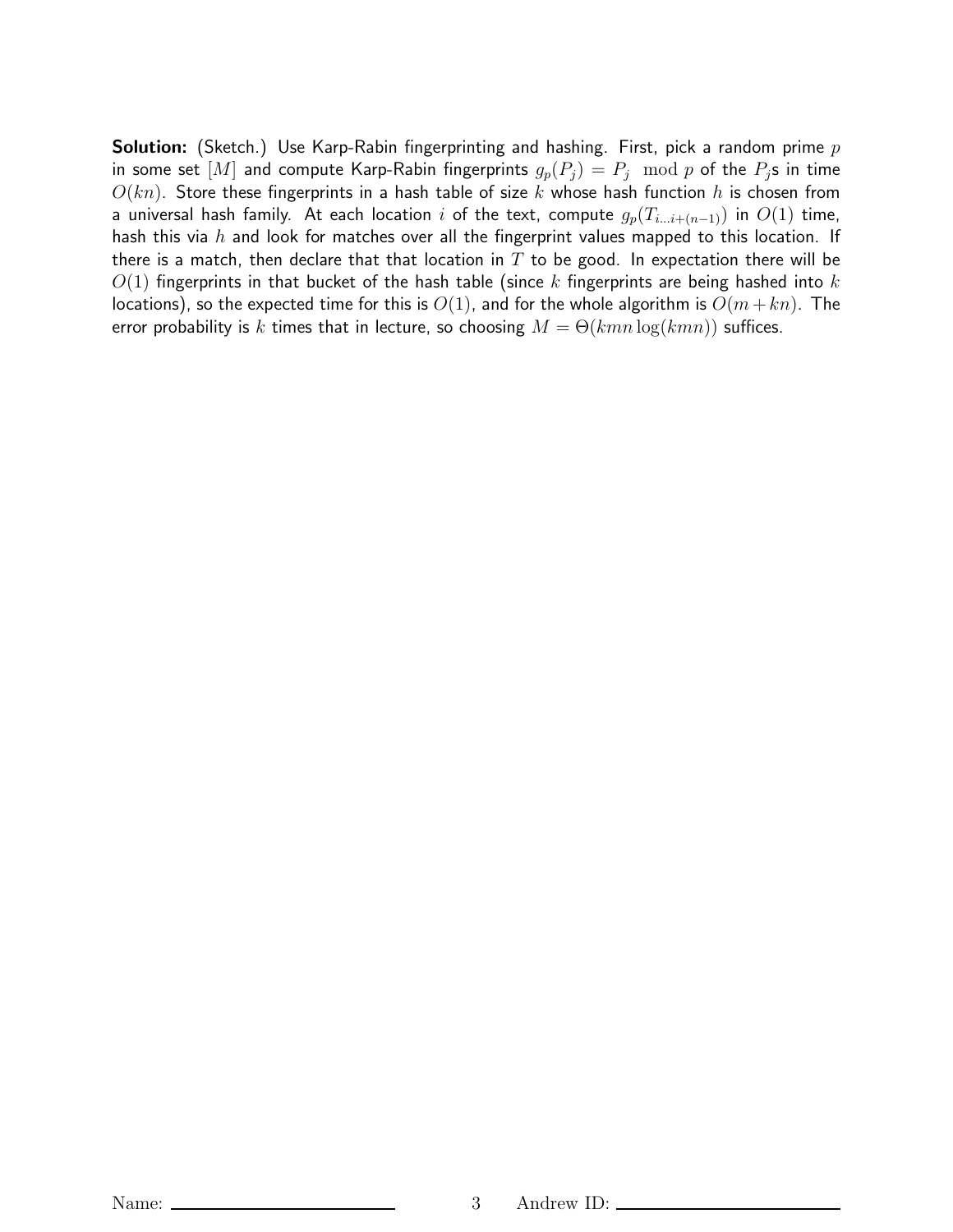**Solution:** (Sketch.) Use Karp-Rabin fingerprinting and hashing. First, pick a random prime $p$ in some set $[M]$ and compute Karp-Rabin fingerprints $g_p(P_j) = P_j \mod p$ of the $P_j$s in time $O(kn)$. Store these fingerprints in a hash table of size $k$ whose hash function $h$ is chosen from a universal hash family. At each location $i$ of the text, compute $g_p(T_{i...i+(n-1)})$ in $O(1)$ time, hash this via $h$ and look for matches over all the fingerprint values mapped to this location. If there is a match, then declare that that location in $T$ to be good. In expectation there will be $O(1)$ fingerprints in that bucket of the hash table (since $k$ fingerprints are being hashed into $k$ locations), so the expected time for this is $O(1)$, and for the whole algorithm is $O(m + kn)$. The error probability is $k$ times that in lecture, so choosing $M = \Theta(kmn \log(kmn))$ suffices.

Name: ______________________ Andrew ID: ______________________